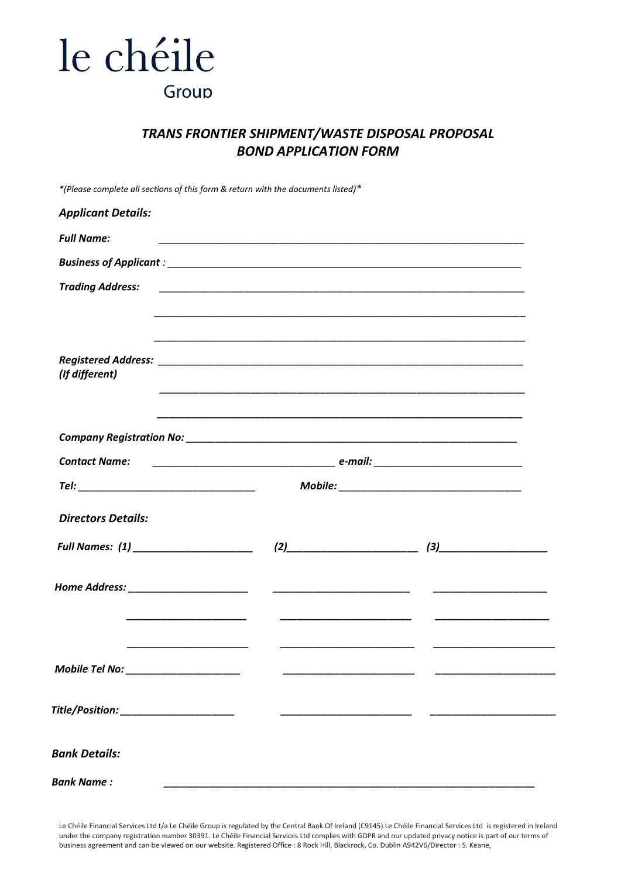le chéile
Group

## *TRANS FRONTIER SHIPMENT/WASTE DISPOSAL PROPOSAL BOND APPLICATION FORM*

*\*(Please complete all sections of this form & return with the documents listed)\**

### *Applicant Details:*

***Full Name:*** ____________________________________________________________________

***Business of Applicant*** *:* ____________________________________________________________________

***Trading Address:*** ____________________________________________________________________

____________________________________________________________________

____________________________________________________________________

***Registered Address:*** ____________________________________________________________________
***(If different)***

____________________________________________________________________

____________________________________________________________________

***Company Registration No:*** ____________________________________________________________________

***Contact Name:*** ________________________________ ***e-mail:*** ___________________________

***Tel:*** ________________________________ ***Mobile:*** ________________________________

### *Directors Details:*

| | | | |
|---|---|---|---|
| ***Full Names:*** | ***(1)*** ______________________ | ***(2)*** ______________________ | ***(3)*** ______________________ |
| ***Home Address:*** | ______________________ | ______________________ | ______________________ |
| | ______________________ | ______________________ | ______________________ |
| | ______________________ | ______________________ | ______________________ |
| ***Mobile Tel No:*** | ______________________ | ______________________ | ______________________ |
| ***Title/Position:*** | ______________________ | ______________________ | ______________________ |

### *Bank Details:*

***Bank Name :*** ____________________________________________________________________

Le Chéile Financial Services Ltd t/a Le Chéile Group is regulated by the Central Bank Of Ireland (C9145).Le Chéile Financial Services Ltd is registered in Ireland under the company registration number 30391. Le Chéile Financial Services Ltd complies with GDPR and our updated privacy notice is part of our terms of business agreement and can be viewed on our website. Registered Office : 8 Rock Hill, Blackrock, Co. Dublin A942V6/Director : S. Keane,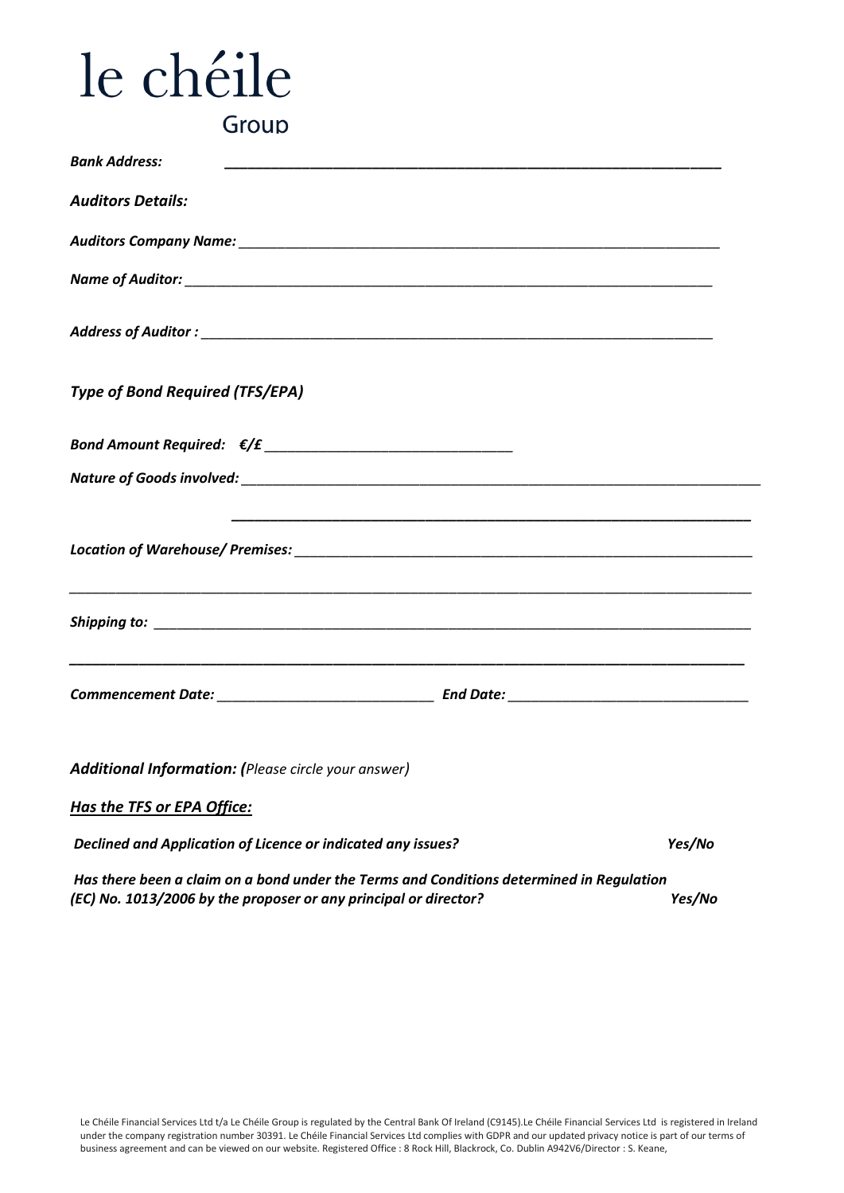le chéile
Group

***Bank Address:*** ________________________________________________________________

***Auditors Details:***

***Auditors Company Name:*** ________________________________________________________________

***Name of Auditor:*** ________________________________________________________________

***Address of Auditor :*** ________________________________________________________________

***Type of Bond Required (TFS/EPA)***

***Bond Amount Required: €/£*** ______________________________

***Nature of Goods involved:*** ________________________________________________________________

________________________________________________________________

***Location of Warehouse/ Premises:*** ________________________________________________________________

________________________________________________________________

***Shipping to:*** ________________________________________________________________

________________________________________________________________

***Commencement Date:*** ____________________________ ***End Date:*** ______________________________

***Additional Information: (****Please circle your answer)*

***Has the TFS or EPA Office:***

***Declined and Application of Licence or indicated any issues?*** ***Yes/No***

***Has there been a claim on a bond under the Terms and Conditions determined in Regulation (EC) No. 1013/2006 by the proposer or any principal or director?*** ***Yes/No***

Le Chéile Financial Services Ltd t/a Le Chéile Group is regulated by the Central Bank Of Ireland (C9145).Le Chéile Financial Services Ltd is registered in Ireland under the company registration number 30391. Le Chéile Financial Services Ltd complies with GDPR and our updated privacy notice is part of our terms of business agreement and can be viewed on our website. Registered Office : 8 Rock Hill, Blackrock, Co. Dublin A942V6/Director : S. Keane,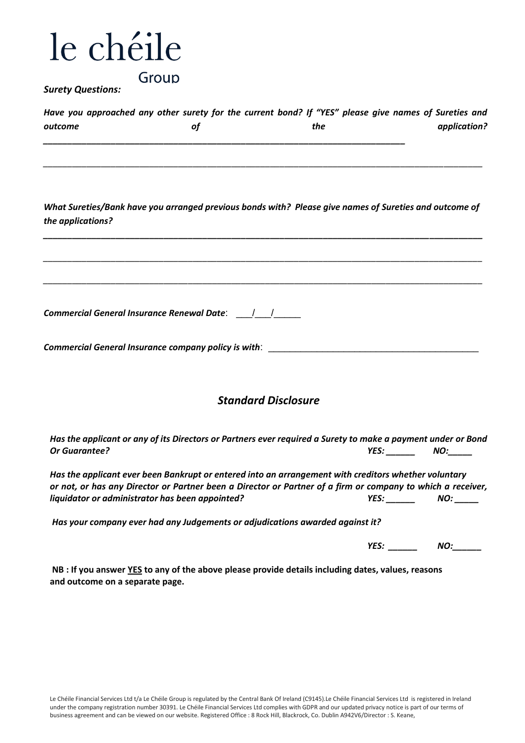le chéile

Group

***Surety Questions:***

***Have you approached any other surety for the current bond? If "YES" please give names of Sureties and outcome of the application?***

___________________________________________________________________________

___________________________________________________________________________

***What Sureties/Bank have you arranged previous bonds with? Please give names of Sureties and outcome of the applications?***

___________________________________________________________________________

___________________________________________________________________________

___________________________________________________________________________

***Commercial General Insurance Renewal Date***: ___/___/_____

***Commercial General Insurance company policy is with***: ____________________________________________

## *Standard Disclosure*

***Has the applicant or any of its Directors or Partners ever required a Surety to make a payment under or Bond Or Guarantee?*** ***YES: ______ NO:_____***

***Has the applicant ever been Bankrupt or entered into an arrangement with creditors whether voluntary or not, or has any Director or Partner been a Director or Partner of a firm or company to which a receiver, liquidator or administrator has been appointed?*** ***YES: ______ NO: _____***

***Has your company ever had any Judgements or adjudications awarded against it?***

***YES: ______ NO:______***

**NB : If you answer <u>YES</u> to any of the above please provide details including dates, values, reasons and outcome on a separate page.**

Le Chéile Financial Services Ltd t/a Le Chéile Group is regulated by the Central Bank Of Ireland (C9145).Le Chéile Financial Services Ltd is registered in Ireland under the company registration number 30391. Le Chéile Financial Services Ltd complies with GDPR and our updated privacy notice is part of our terms of business agreement and can be viewed on our website. Registered Office : 8 Rock Hill, Blackrock, Co. Dublin A942V6/Director : S. Keane,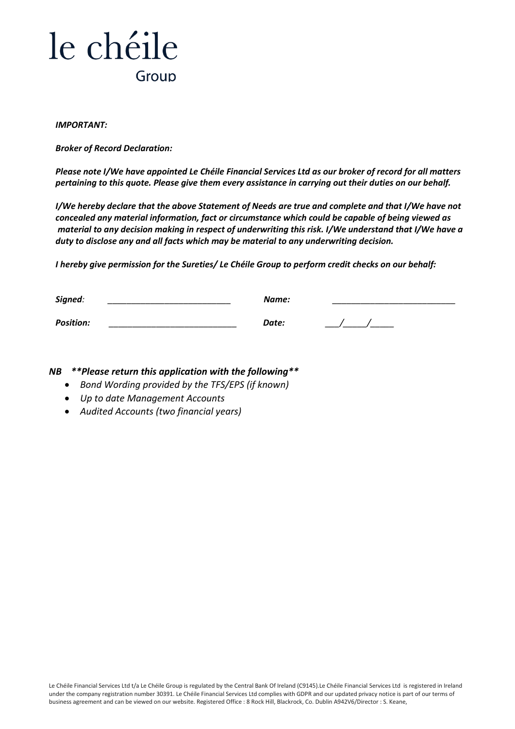# le chéile
Group

***IMPORTANT:***

***Broker of Record Declaration:***

***Please note I/We have appointed Le Chéile Financial Services Ltd as our broker of record for all matters pertaining to this quote. Please give them every assistance in carrying out their duties on our behalf.***

***I/We hereby declare that the above Statement of Needs are true and complete and that I/We have not concealed any material information, fact or circumstance which could be capable of being viewed as material to any decision making in respect of underwriting this risk. I/We understand that I/We have a duty to disclose any and all facts which may be material to any underwriting decision.***

***I hereby give permission for the Sureties/ Le Chéile Group to perform credit checks on our behalf:***

***Signed:*** ___________________________ ***Name:*** ___________________________

***Position:*** ____________________________ ***Date:*** ___/_____/_____

***NB \*\*Please return this application with the following\*\****

- *Bond Wording provided by the TFS/EPS (if known)*
- *Up to date Management Accounts*
- *Audited Accounts (two financial years)*

Le Chéile Financial Services Ltd t/a Le Chéile Group is regulated by the Central Bank Of Ireland (C9145).Le Chéile Financial Services Ltd is registered in Ireland under the company registration number 30391. Le Chéile Financial Services Ltd complies with GDPR and our updated privacy notice is part of our terms of business agreement and can be viewed on our website. Registered Office : 8 Rock Hill, Blackrock, Co. Dublin A942V6/Director : S. Keane,